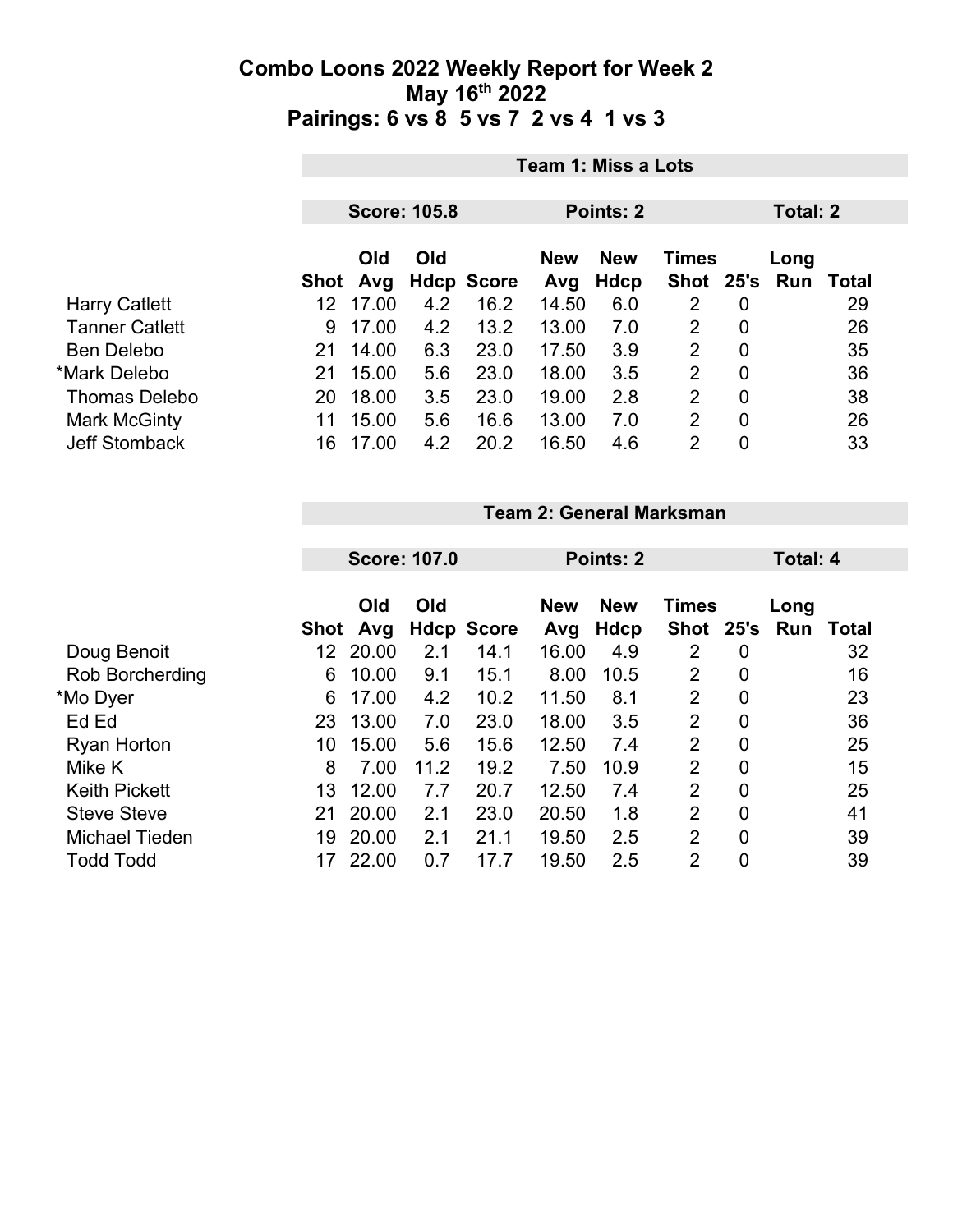# Combo Loons 2022 Weekly Report for Week 2

## May 16th 2022

## Pairings: 6 vs 8  5 vs 7  2 vs 4  1 vs 3

### Team 1: Miss a Lots

**Score: 105.8** | **Points: 2** | **Total: 2**

| | Shot | Old Avg | Old Hdcp | Score | New Avg | New Hdcp | Times Shot | 25's | Long Run | Total |
|---|---|---|---|---|---|---|---|---|---|---|
| Harry Catlett | 12 | 17.00 | 4.2 | 16.2 | 14.50 | 6.0 | 2 | 0 | | 29 |
| Tanner Catlett | 9 | 17.00 | 4.2 | 13.2 | 13.00 | 7.0 | 2 | 0 | | 26 |
| Ben Delebo | 21 | 14.00 | 6.3 | 23.0 | 17.50 | 3.9 | 2 | 0 | | 35 |
| *Mark Delebo | 21 | 15.00 | 5.6 | 23.0 | 18.00 | 3.5 | 2 | 0 | | 36 |
| Thomas Delebo | 20 | 18.00 | 3.5 | 23.0 | 19.00 | 2.8 | 2 | 0 | | 38 |
| Mark McGinty | 11 | 15.00 | 5.6 | 16.6 | 13.00 | 7.0 | 2 | 0 | | 26 |
| Jeff Stomback | 16 | 17.00 | 4.2 | 20.2 | 16.50 | 4.6 | 2 | 0 | | 33 |

### Team 2: General Marksman

**Score: 107.0** | **Points: 2** | **Total: 4**

| | Shot | Old Avg | Old Hdcp | Score | New Avg | New Hdcp | Times Shot | 25's | Long Run | Total |
|---|---|---|---|---|---|---|---|---|---|---|
| Doug Benoit | 12 | 20.00 | 2.1 | 14.1 | 16.00 | 4.9 | 2 | 0 | | 32 |
| Rob Borcherding | 6 | 10.00 | 9.1 | 15.1 | 8.00 | 10.5 | 2 | 0 | | 16 |
| *Mo Dyer | 6 | 17.00 | 4.2 | 10.2 | 11.50 | 8.1 | 2 | 0 | | 23 |
| Ed Ed | 23 | 13.00 | 7.0 | 23.0 | 18.00 | 3.5 | 2 | 0 | | 36 |
| Ryan Horton | 10 | 15.00 | 5.6 | 15.6 | 12.50 | 7.4 | 2 | 0 | | 25 |
| Mike K | 8 | 7.00 | 11.2 | 19.2 | 7.50 | 10.9 | 2 | 0 | | 15 |
| Keith Pickett | 13 | 12.00 | 7.7 | 20.7 | 12.50 | 7.4 | 2 | 0 | | 25 |
| Steve Steve | 21 | 20.00 | 2.1 | 23.0 | 20.50 | 1.8 | 2 | 0 | | 41 |
| Michael Tieden | 19 | 20.00 | 2.1 | 21.1 | 19.50 | 2.5 | 2 | 0 | | 39 |
| Todd Todd | 17 | 22.00 | 0.7 | 17.7 | 19.50 | 2.5 | 2 | 0 | | 39 |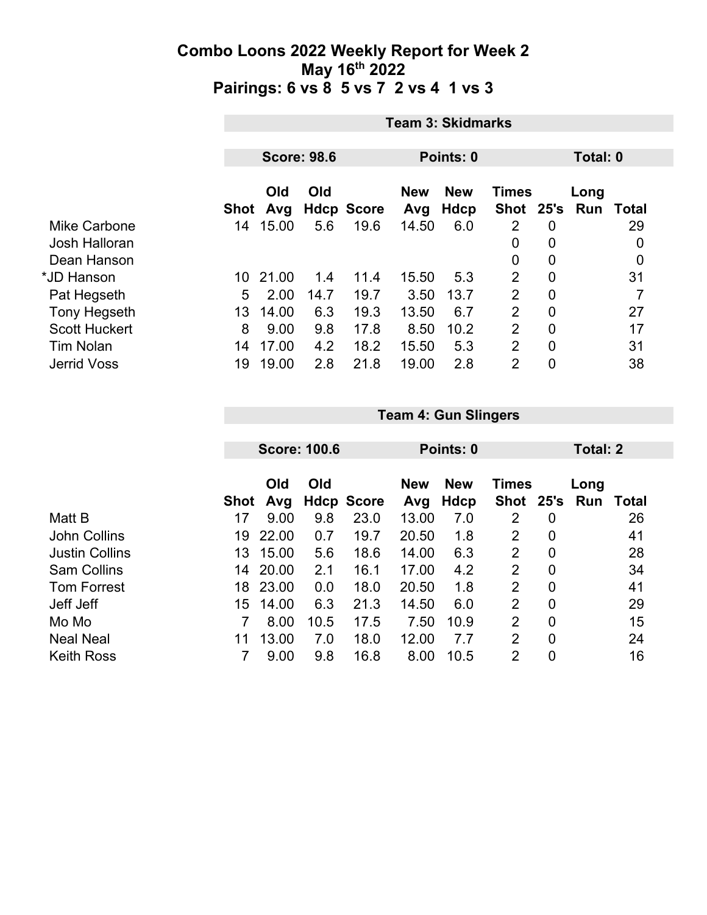# Combo Loons 2022 Weekly Report for Week 2
## May 16th 2022
## Pairings: 6 vs 8 5 vs 7 2 vs 4 1 vs 3

### Team 3: Skidmarks

**Score: 98.6** | **Points: 0** | **Total: 0**

| | Shot | Old Avg | Old Hdcp | Score | New Avg | New Hdcp | Times Shot | 25's | Long Run | Total |
|---|---|---|---|---|---|---|---|---|---|---|
| Mike Carbone | 14 | 15.00 | 5.6 | 19.6 | 14.50 | 6.0 | 2 | 0 | | 29 |
| Josh Halloran | | | | | | | 0 | 0 | | 0 |
| Dean Hanson | | | | | | | 0 | 0 | | 0 |
| *JD Hanson | 10 | 21.00 | 1.4 | 11.4 | 15.50 | 5.3 | 2 | 0 | | 31 |
| Pat Hegseth | 5 | 2.00 | 14.7 | 19.7 | 3.50 | 13.7 | 2 | 0 | | 7 |
| Tony Hegseth | 13 | 14.00 | 6.3 | 19.3 | 13.50 | 6.7 | 2 | 0 | | 27 |
| Scott Huckert | 8 | 9.00 | 9.8 | 17.8 | 8.50 | 10.2 | 2 | 0 | | 17 |
| Tim Nolan | 14 | 17.00 | 4.2 | 18.2 | 15.50 | 5.3 | 2 | 0 | | 31 |
| Jerrid Voss | 19 | 19.00 | 2.8 | 21.8 | 19.00 | 2.8 | 2 | 0 | | 38 |

### Team 4: Gun Slingers

**Score: 100.6** | **Points: 0** | **Total: 2**

| | Shot | Old Avg | Old Hdcp | Score | New Avg | New Hdcp | Times Shot | 25's | Long Run | Total |
|---|---|---|---|---|---|---|---|---|---|---|
| Matt B | 17 | 9.00 | 9.8 | 23.0 | 13.00 | 7.0 | 2 | 0 | | 26 |
| John Collins | 19 | 22.00 | 0.7 | 19.7 | 20.50 | 1.8 | 2 | 0 | | 41 |
| Justin Collins | 13 | 15.00 | 5.6 | 18.6 | 14.00 | 6.3 | 2 | 0 | | 28 |
| Sam Collins | 14 | 20.00 | 2.1 | 16.1 | 17.00 | 4.2 | 2 | 0 | | 34 |
| Tom Forrest | 18 | 23.00 | 0.0 | 18.0 | 20.50 | 1.8 | 2 | 0 | | 41 |
| Jeff Jeff | 15 | 14.00 | 6.3 | 21.3 | 14.50 | 6.0 | 2 | 0 | | 29 |
| Mo Mo | 7 | 8.00 | 10.5 | 17.5 | 7.50 | 10.9 | 2 | 0 | | 15 |
| Neal Neal | 11 | 13.00 | 7.0 | 18.0 | 12.00 | 7.7 | 2 | 0 | | 24 |
| Keith Ross | 7 | 9.00 | 9.8 | 16.8 | 8.00 | 10.5 | 2 | 0 | | 16 |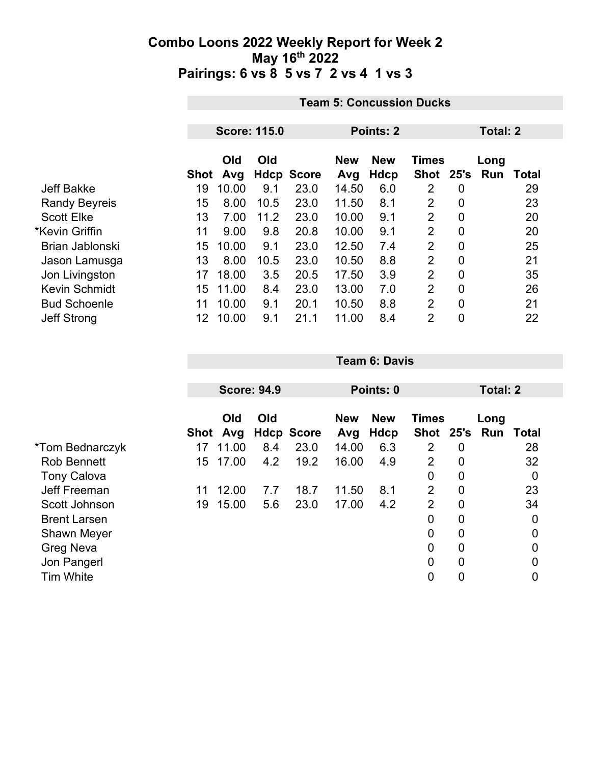# Combo Loons 2022 Weekly Report for Week 2

## May 16th 2022

## Pairings: 6 vs 8 5 vs 7 2 vs 4 1 vs 3

### Team 5: Concussion Ducks

**Score: 115.0** | **Points: 2** | **Total: 2**

| | Shot | Old Avg | Old Hdcp | Score | New Avg | New Hdcp | Times Shot | 25's | Long Run | Total |
|---|---|---|---|---|---|---|---|---|---|---|
| Jeff Bakke | 19 | 10.00 | 9.1 | 23.0 | 14.50 | 6.0 | 2 | 0 | | 29 |
| Randy Beyreis | 15 | 8.00 | 10.5 | 23.0 | 11.50 | 8.1 | 2 | 0 | | 23 |
| Scott Elke | 13 | 7.00 | 11.2 | 23.0 | 10.00 | 9.1 | 2 | 0 | | 20 |
| *Kevin Griffin | 11 | 9.00 | 9.8 | 20.8 | 10.00 | 9.1 | 2 | 0 | | 20 |
| Brian Jablonski | 15 | 10.00 | 9.1 | 23.0 | 12.50 | 7.4 | 2 | 0 | | 25 |
| Jason Lamusga | 13 | 8.00 | 10.5 | 23.0 | 10.50 | 8.8 | 2 | 0 | | 21 |
| Jon Livingston | 17 | 18.00 | 3.5 | 20.5 | 17.50 | 3.9 | 2 | 0 | | 35 |
| Kevin Schmidt | 15 | 11.00 | 8.4 | 23.0 | 13.00 | 7.0 | 2 | 0 | | 26 |
| Bud Schoenle | 11 | 10.00 | 9.1 | 20.1 | 10.50 | 8.8 | 2 | 0 | | 21 |
| Jeff Strong | 12 | 10.00 | 9.1 | 21.1 | 11.00 | 8.4 | 2 | 0 | | 22 |

### Team 6: Davis

**Score: 94.9** | **Points: 0** | **Total: 2**

| | Shot | Old Avg | Old Hdcp | Score | New Avg | New Hdcp | Times Shot | 25's | Long Run | Total |
|---|---|---|---|---|---|---|---|---|---|---|
| *Tom Bednarczyk | 17 | 11.00 | 8.4 | 23.0 | 14.00 | 6.3 | 2 | 0 | | 28 |
| Rob Bennett | 15 | 17.00 | 4.2 | 19.2 | 16.00 | 4.9 | 2 | 0 | | 32 |
| Tony Calova | | | | | | | 0 | 0 | | 0 |
| Jeff Freeman | 11 | 12.00 | 7.7 | 18.7 | 11.50 | 8.1 | 2 | 0 | | 23 |
| Scott Johnson | 19 | 15.00 | 5.6 | 23.0 | 17.00 | 4.2 | 2 | 0 | | 34 |
| Brent Larsen | | | | | | | 0 | 0 | | 0 |
| Shawn Meyer | | | | | | | 0 | 0 | | 0 |
| Greg Neva | | | | | | | 0 | 0 | | 0 |
| Jon Pangerl | | | | | | | 0 | 0 | | 0 |
| Tim White | | | | | | | 0 | 0 | | 0 |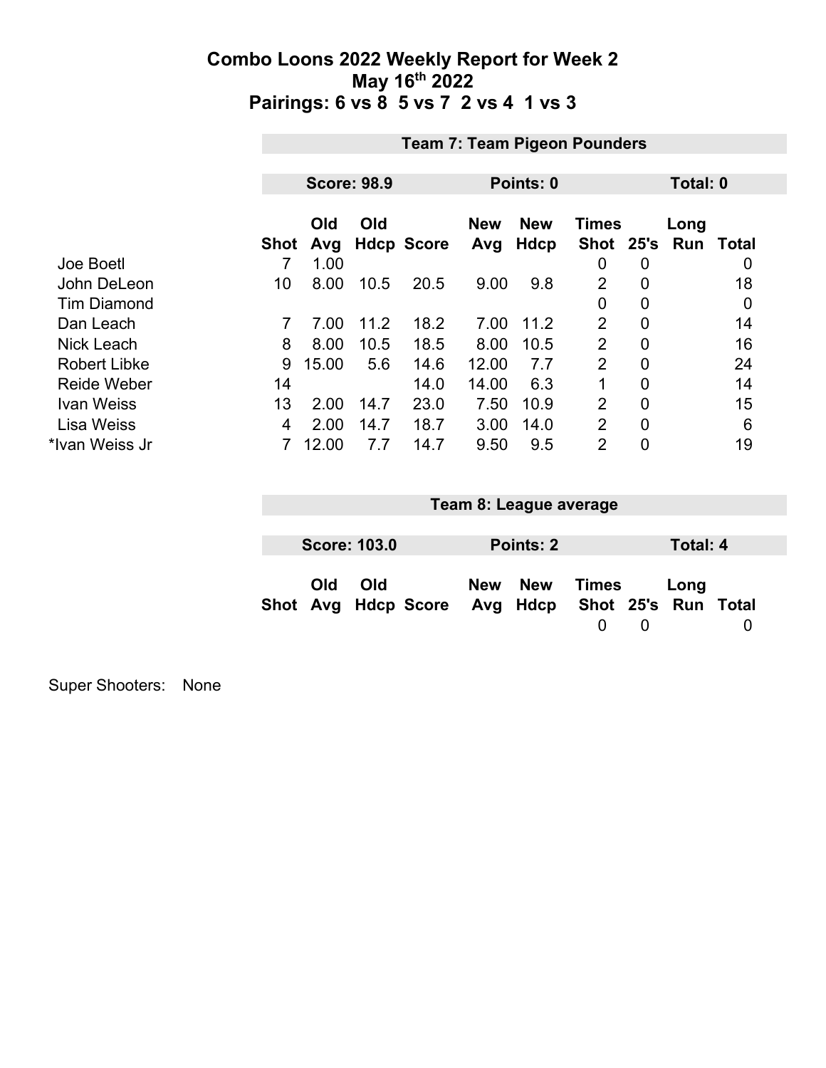# Combo Loons 2022 Weekly Report for Week 2

## May 16th 2022

## Pairings: 6 vs 8 5 vs 7 2 vs 4 1 vs 3

### Team 7: Team Pigeon Pounders

**Score: 98.9** | **Points: 0** | **Total: 0**

| | Shot | Old Avg | Old Hdcp | Score | New Avg | New Hdcp | Times Shot | 25's | Long Run | Total |
|---|---|---|---|---|---|---|---|---|---|---|
| Joe Boetl | 7 | 1.00 | | | | | 0 | 0 | | 0 |
| John DeLeon | 10 | 8.00 | 10.5 | 20.5 | 9.00 | 9.8 | 2 | 0 | | 18 |
| Tim Diamond | | | | | | | 0 | 0 | | 0 |
| Dan Leach | 7 | 7.00 | 11.2 | 18.2 | 7.00 | 11.2 | 2 | 0 | | 14 |
| Nick Leach | 8 | 8.00 | 10.5 | 18.5 | 8.00 | 10.5 | 2 | 0 | | 16 |
| Robert Libke | 9 | 15.00 | 5.6 | 14.6 | 12.00 | 7.7 | 2 | 0 | | 24 |
| Reide Weber | 14 | | | 14.0 | 14.00 | 6.3 | 1 | 0 | | 14 |
| Ivan Weiss | 13 | 2.00 | 14.7 | 23.0 | 7.50 | 10.9 | 2 | 0 | | 15 |
| Lisa Weiss | 4 | 2.00 | 14.7 | 18.7 | 3.00 | 14.0 | 2 | 0 | | 6 |
| *Ivan Weiss Jr | 7 | 12.00 | 7.7 | 14.7 | 9.50 | 9.5 | 2 | 0 | | 19 |

### Team 8: League average

**Score: 103.0** | **Points: 2** | **Total: 4**

| | Shot | Old Avg | Old Hdcp | Score | New Avg | New Hdcp | Times Shot | 25's | Long Run | Total |
|---|---|---|---|---|---|---|---|---|---|---|
| | | | | | | | 0 | 0 | | 0 |

Super Shooters: None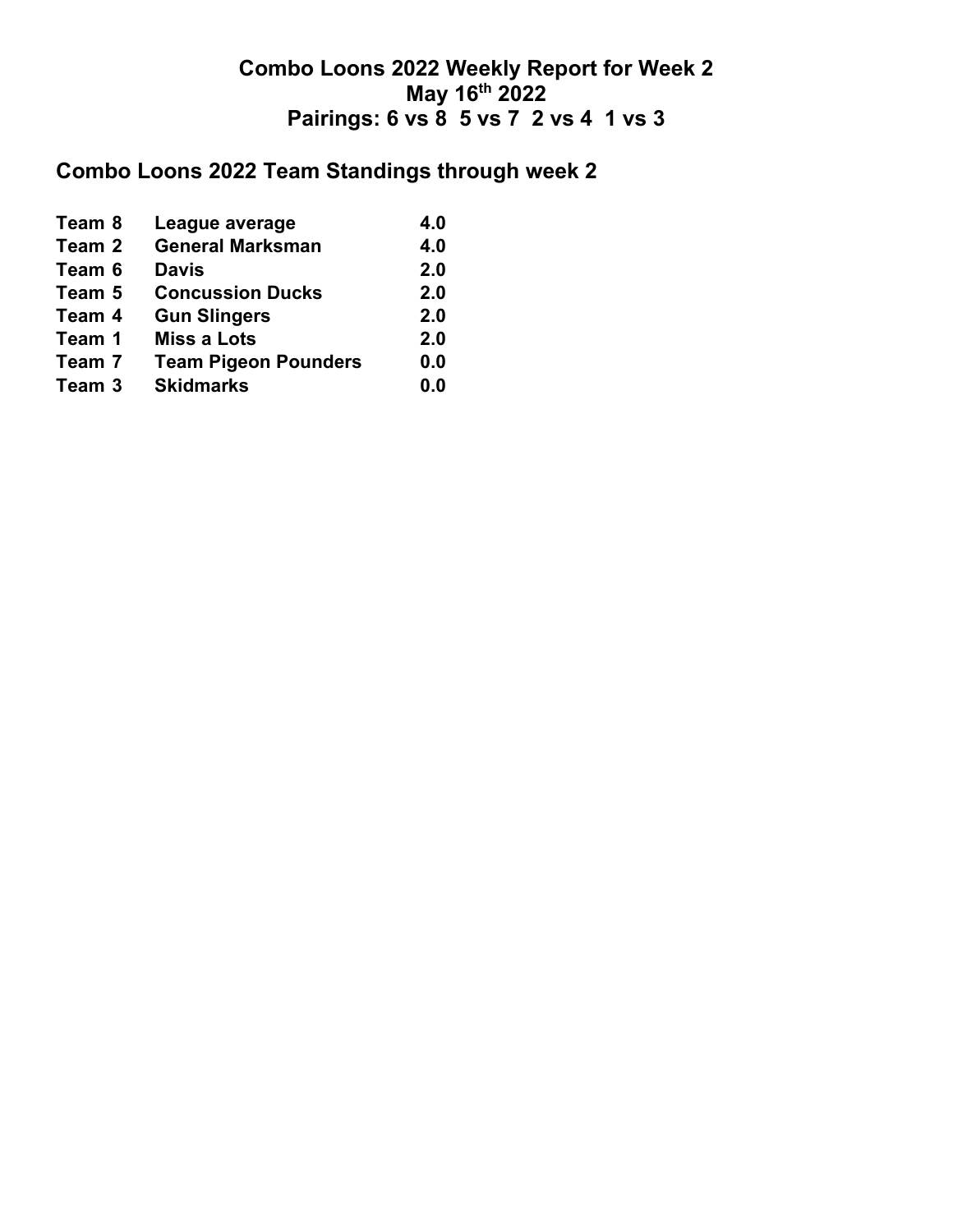# Combo Loons 2022 Weekly Report for Week 2
## May 16th 2022
## Pairings: 6 vs 8  5 vs 7  2 vs 4  1 vs 3

## Combo Loons 2022 Team Standings through week 2

| | | |
|---|---|---|
| **Team 8** | **League average** | **4.0** |
| **Team 2** | **General Marksman** | **4.0** |
| **Team 6** | **Davis** | **2.0** |
| **Team 5** | **Concussion Ducks** | **2.0** |
| **Team 4** | **Gun Slingers** | **2.0** |
| **Team 1** | **Miss a Lots** | **2.0** |
| **Team 7** | **Team Pigeon Pounders** | **0.0** |
| **Team 3** | **Skidmarks** | **0.0** |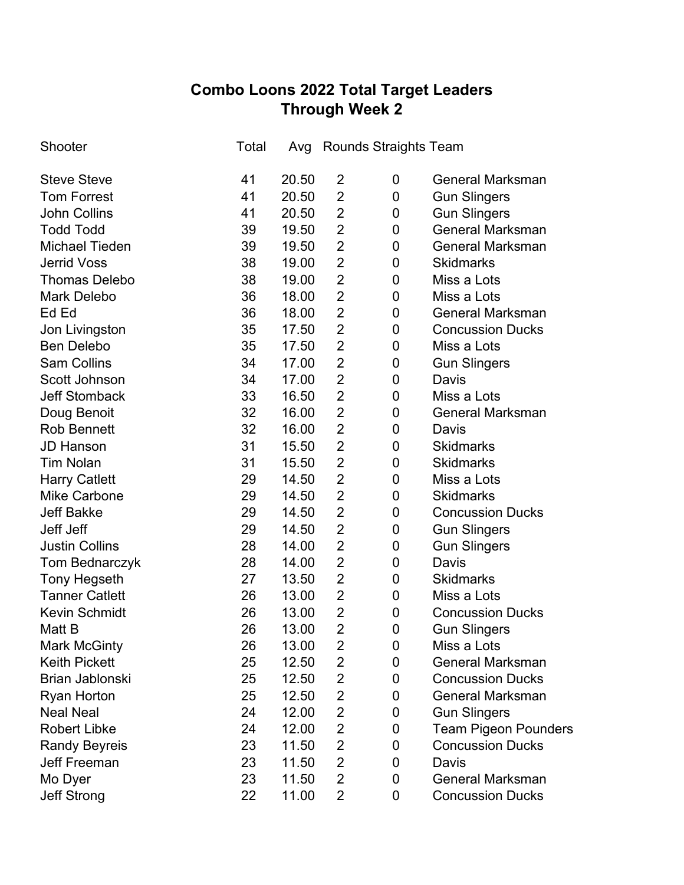# Combo Loons 2022 Total Target Leaders
## Through Week 2

| Shooter | Total | Avg | Rounds | Straights | Team |
|---|---|---|---|---|---|
| Steve Steve | 41 | 20.50 | 2 | 0 | General Marksman |
| Tom Forrest | 41 | 20.50 | 2 | 0 | Gun Slingers |
| John Collins | 41 | 20.50 | 2 | 0 | Gun Slingers |
| Todd Todd | 39 | 19.50 | 2 | 0 | General Marksman |
| Michael Tieden | 39 | 19.50 | 2 | 0 | General Marksman |
| Jerrid Voss | 38 | 19.00 | 2 | 0 | Skidmarks |
| Thomas Delebo | 38 | 19.00 | 2 | 0 | Miss a Lots |
| Mark Delebo | 36 | 18.00 | 2 | 0 | Miss a Lots |
| Ed Ed | 36 | 18.00 | 2 | 0 | General Marksman |
| Jon Livingston | 35 | 17.50 | 2 | 0 | Concussion Ducks |
| Ben Delebo | 35 | 17.50 | 2 | 0 | Miss a Lots |
| Sam Collins | 34 | 17.00 | 2 | 0 | Gun Slingers |
| Scott Johnson | 34 | 17.00 | 2 | 0 | Davis |
| Jeff Stomback | 33 | 16.50 | 2 | 0 | Miss a Lots |
| Doug Benoit | 32 | 16.00 | 2 | 0 | General Marksman |
| Rob Bennett | 32 | 16.00 | 2 | 0 | Davis |
| JD Hanson | 31 | 15.50 | 2 | 0 | Skidmarks |
| Tim Nolan | 31 | 15.50 | 2 | 0 | Skidmarks |
| Harry Catlett | 29 | 14.50 | 2 | 0 | Miss a Lots |
| Mike Carbone | 29 | 14.50 | 2 | 0 | Skidmarks |
| Jeff Bakke | 29 | 14.50 | 2 | 0 | Concussion Ducks |
| Jeff Jeff | 29 | 14.50 | 2 | 0 | Gun Slingers |
| Justin Collins | 28 | 14.00 | 2 | 0 | Gun Slingers |
| Tom Bednarczyk | 28 | 14.00 | 2 | 0 | Davis |
| Tony Hegseth | 27 | 13.50 | 2 | 0 | Skidmarks |
| Tanner Catlett | 26 | 13.00 | 2 | 0 | Miss a Lots |
| Kevin Schmidt | 26 | 13.00 | 2 | 0 | Concussion Ducks |
| Matt B | 26 | 13.00 | 2 | 0 | Gun Slingers |
| Mark McGinty | 26 | 13.00 | 2 | 0 | Miss a Lots |
| Keith Pickett | 25 | 12.50 | 2 | 0 | General Marksman |
| Brian Jablonski | 25 | 12.50 | 2 | 0 | Concussion Ducks |
| Ryan Horton | 25 | 12.50 | 2 | 0 | General Marksman |
| Neal Neal | 24 | 12.00 | 2 | 0 | Gun Slingers |
| Robert Libke | 24 | 12.00 | 2 | 0 | Team Pigeon Pounders |
| Randy Beyreis | 23 | 11.50 | 2 | 0 | Concussion Ducks |
| Jeff Freeman | 23 | 11.50 | 2 | 0 | Davis |
| Mo Dyer | 23 | 11.50 | 2 | 0 | General Marksman |
| Jeff Strong | 22 | 11.00 | 2 | 0 | Concussion Ducks |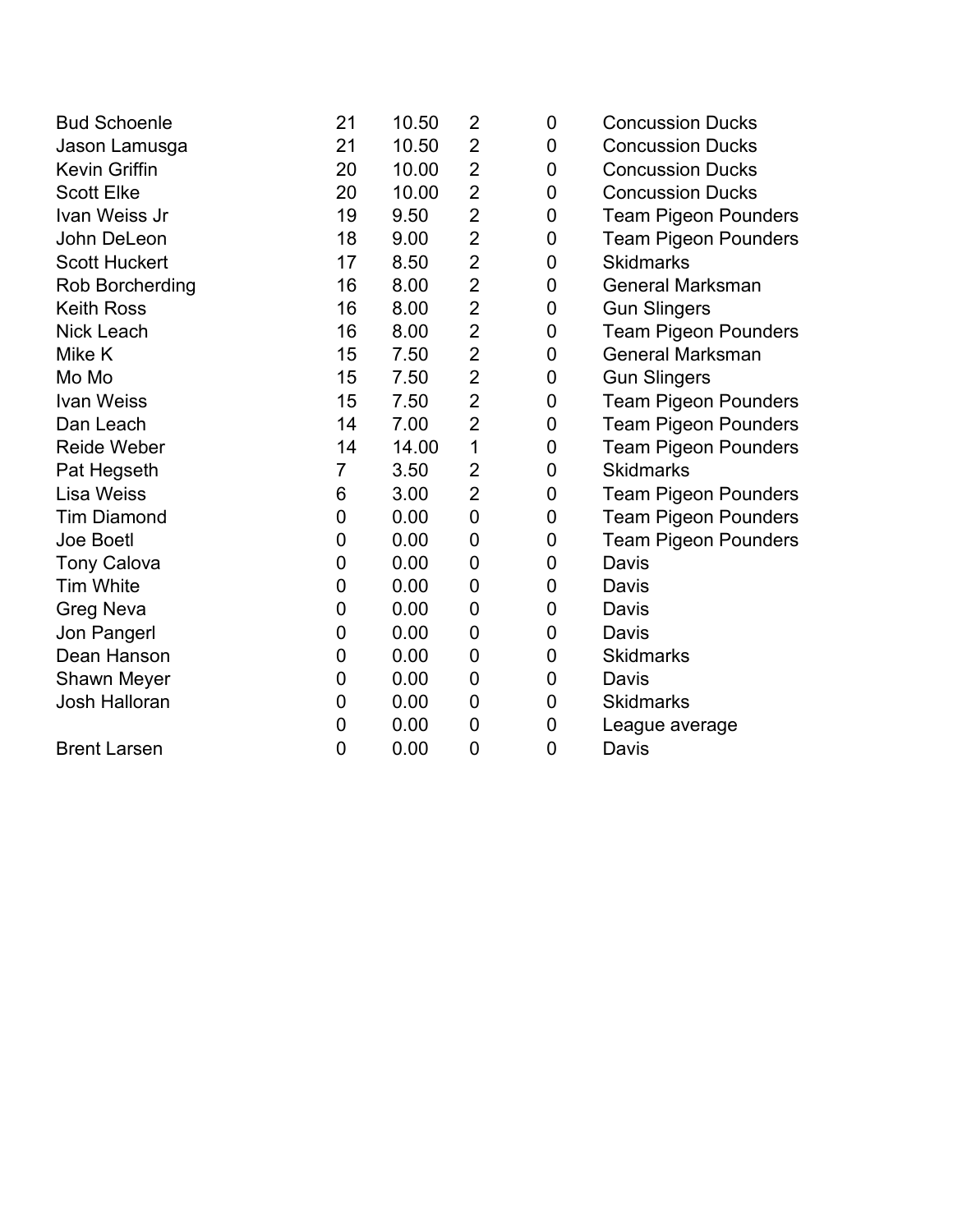| | | | | | |
|---|---|---|---|---|---|
| Bud Schoenle | 21 | 10.50 | 2 | 0 | Concussion Ducks |
| Jason Lamusga | 21 | 10.50 | 2 | 0 | Concussion Ducks |
| Kevin Griffin | 20 | 10.00 | 2 | 0 | Concussion Ducks |
| Scott Elke | 20 | 10.00 | 2 | 0 | Concussion Ducks |
| Ivan Weiss Jr | 19 | 9.50 | 2 | 0 | Team Pigeon Pounders |
| John DeLeon | 18 | 9.00 | 2 | 0 | Team Pigeon Pounders |
| Scott Huckert | 17 | 8.50 | 2 | 0 | Skidmarks |
| Rob Borcherding | 16 | 8.00 | 2 | 0 | General Marksman |
| Keith Ross | 16 | 8.00 | 2 | 0 | Gun Slingers |
| Nick Leach | 16 | 8.00 | 2 | 0 | Team Pigeon Pounders |
| Mike K | 15 | 7.50 | 2 | 0 | General Marksman |
| Mo Mo | 15 | 7.50 | 2 | 0 | Gun Slingers |
| Ivan Weiss | 15 | 7.50 | 2 | 0 | Team Pigeon Pounders |
| Dan Leach | 14 | 7.00 | 2 | 0 | Team Pigeon Pounders |
| Reide Weber | 14 | 14.00 | 1 | 0 | Team Pigeon Pounders |
| Pat Hegseth | 7 | 3.50 | 2 | 0 | Skidmarks |
| Lisa Weiss | 6 | 3.00 | 2 | 0 | Team Pigeon Pounders |
| Tim Diamond | 0 | 0.00 | 0 | 0 | Team Pigeon Pounders |
| Joe Boetl | 0 | 0.00 | 0 | 0 | Team Pigeon Pounders |
| Tony Calova | 0 | 0.00 | 0 | 0 | Davis |
| Tim White | 0 | 0.00 | 0 | 0 | Davis |
| Greg Neva | 0 | 0.00 | 0 | 0 | Davis |
| Jon Pangerl | 0 | 0.00 | 0 | 0 | Davis |
| Dean Hanson | 0 | 0.00 | 0 | 0 | Skidmarks |
| Shawn Meyer | 0 | 0.00 | 0 | 0 | Davis |
| Josh Halloran | 0 | 0.00 | 0 | 0 | Skidmarks |
| | 0 | 0.00 | 0 | 0 | League average |
| Brent Larsen | 0 | 0.00 | 0 | 0 | Davis |